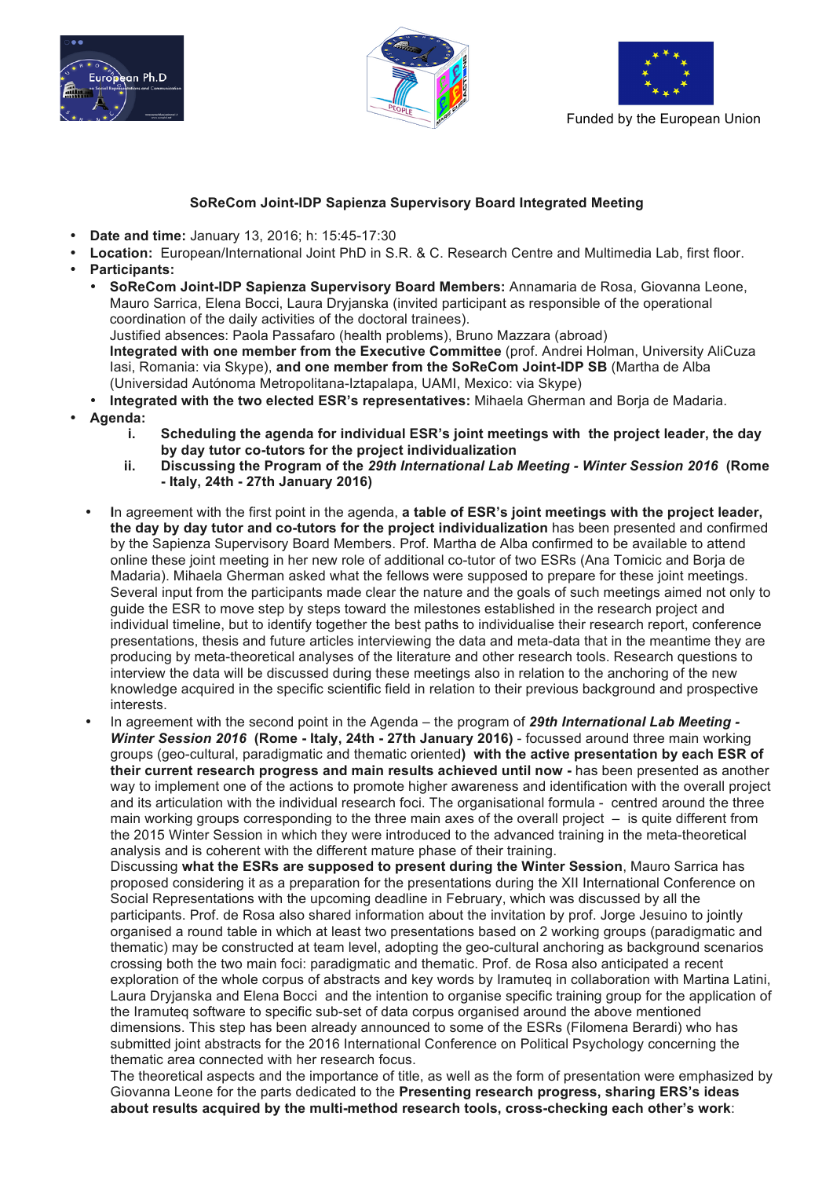Funded by the European Union

**SoReCom Joint-IDP Sapienza Supervisory Board Integrated Meeting**

- **Date and time:** January 13, 2016; h: 15:45-17:30
- **Location:** European/International Joint PhD in S.R. & C. Research Centre and Multimedia Lab, first floor.
- **Participants:**
  - **SoReCom Joint-IDP Sapienza Supervisory Board Members:** Annamaria de Rosa, Giovanna Leone, Mauro Sarrica, Elena Bocci, Laura Dryjanska (invited participant as responsible of the operational coordination of the daily activities of the doctoral trainees).
    Justified absences: Paola Passafaro (health problems), Bruno Mazzara (abroad)
    **Integrated with one member from the Executive Committee** (prof. Andrei Holman, University AliCuza Iasi, Romania: via Skype), **and one member from the SoReCom Joint-IDP SB** (Martha de Alba (Universidad Autónoma Metropolitana-Iztapalapa, UAMI, Mexico: via Skype)
  - **Integrated with the two elected ESR's representatives:** Mihaela Gherman and Borja de Madaria.
- **Agenda:**
  - i. **Scheduling the agenda for individual ESR's joint meetings with the project leader, the day by day tutor co-tutors for the project individualization**
  - ii. **Discussing the Program of the *29th International Lab Meeting - Winter Session 2016* (Rome - Italy, 24th - 27th January 2016)**

- **I**n agreement with the first point in the agenda, **a table of ESR's joint meetings with the project leader, the day by day tutor and co-tutors for the project individualization** has been presented and confirmed by the Sapienza Supervisory Board Members. Prof. Martha de Alba confirmed to be available to attend online these joint meeting in her new role of additional co-tutor of two ESRs (Ana Tomicic and Borja de Madaria). Mihaela Gherman asked what the fellows were supposed to prepare for these joint meetings. Several input from the participants made clear the nature and the goals of such meetings aimed not only to guide the ESR to move step by steps toward the milestones established in the research project and individual timeline, but to identify together the best paths to individualise their research report, conference presentations, thesis and future articles interviewing the data and meta-data that in the meantime they are producing by meta-theoretical analyses of the literature and other research tools. Research questions to interview the data will be discussed during these meetings also in relation to the anchoring of the new knowledge acquired in the specific scientific field in relation to their previous background and prospective interests.
- In agreement with the second point in the Agenda – the program of ***29th International Lab Meeting - Winter Session 2016* (Rome - Italy, 24th - 27th January 2016)** - focussed around three main working groups (geo-cultural, paradigmatic and thematic oriented**) with the active presentation by each ESR of their current research progress and main results achieved until now -** has been presented as another way to implement one of the actions to promote higher awareness and identification with the overall project and its articulation with the individual research foci. The organisational formula - centred around the three main working groups corresponding to the three main axes of the overall project – is quite different from the 2015 Winter Session in which they were introduced to the advanced training in the meta-theoretical analysis and is coherent with the different mature phase of their training.
  Discussing **what the ESRs are supposed to present during the Winter Session**, Mauro Sarrica has proposed considering it as a preparation for the presentations during the XII International Conference on Social Representations with the upcoming deadline in February, which was discussed by all the participants. Prof. de Rosa also shared information about the invitation by prof. Jorge Jesuino to jointly organised a round table in which at least two presentations based on 2 working groups (paradigmatic and thematic) may be constructed at team level, adopting the geo-cultural anchoring as background scenarios crossing both the two main foci: paradigmatic and thematic. Prof. de Rosa also anticipated a recent exploration of the whole corpus of abstracts and key words by Iramuteq in collaboration with Martina Latini, Laura Dryjanska and Elena Bocci and the intention to organise specific training group for the application of the Iramuteq software to specific sub-set of data corpus organised around the above mentioned dimensions. This step has been already announced to some of the ESRs (Filomena Berardi) who has submitted joint abstracts for the 2016 International Conference on Political Psychology concerning the thematic area connected with her research focus.
  The theoretical aspects and the importance of title, as well as the form of presentation were emphasized by Giovanna Leone for the parts dedicated to the **Presenting research progress, sharing ERS's ideas about results acquired by the multi-method research tools, cross-checking each other's work**: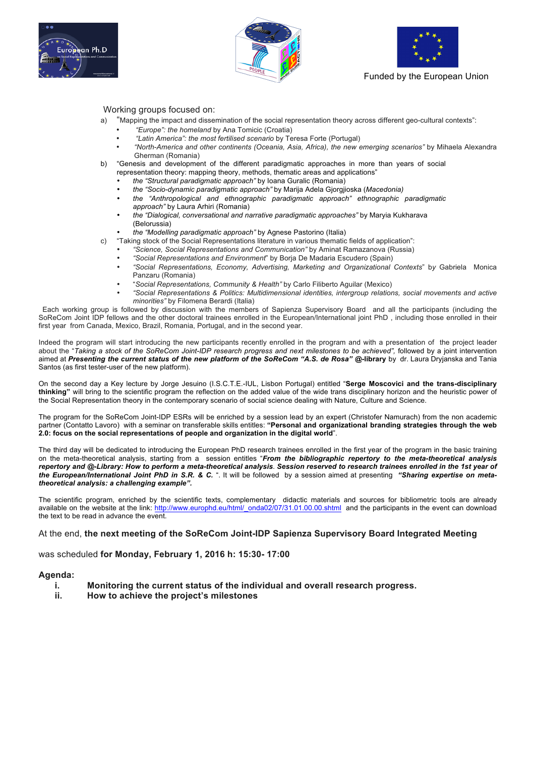Funded by the European Union

Working groups focused on:

a) "Mapping the impact and dissemination of the social representation theory across different geo-cultural contexts":
   - *"Europe": the homeland* by Ana Tomicic (Croatia)
   - *"Latin America": the most fertilised scenario* by Teresa Forte (Portugal)
   - *"North-America and other continents (Oceania, Asia, Africa), the new emerging scenarios"* by Mihaela Alexandra Gherman (Romania)

b) "Genesis and development of the different paradigmatic approaches in more than years of social representation theory: mapping theory, methods, thematic areas and applications"
   - *the "Structural paradigmatic approach"* by Ioana Guralic (Romania)
   - *the "Socio-dynamic paradigmatic approach"* by Marija Adela Gjorgjioska (*Macedonia)*
   - *the "Anthropological and ethnographic paradigmatic approach" ethnographic paradigmatic approach"* by Laura Arhiri (Romania)
   - *the "Dialogical, conversational and narrative paradigmatic approaches"* by Maryia Kukharava (Belorussia)
   - *the "Modelling paradigmatic approach"* by Agnese Pastorino (Italia)

c) "Taking stock of the Social Representations literature in various thematic fields of application":
   - *"Science, Social Representations and Communication"* by Aminat Ramazanova (Russia)
   - *"Social Representations and Environment"* by Borja De Madaria Escudero (Spain)
   - *"Social Representations, Economy, Advertising, Marketing and Organizational Contexts*" by Gabriela Monica Panzaru (Romania)
   - "*Social Representations, Community & Health"* by Carlo Filiberto Aguilar (Mexico)
   - *"Social Representations & Politics: Multidimensional identities, intergroup relations, social movements and active minorities"* by Filomena Berardi (Italia)

Each working group is followed by discussion with the members of Sapienza Supervisory Board and all the participants (including the SoReCom Joint IDP fellows and the other doctoral trainees enrolled in the European/International joint PhD , including those enrolled in their first year from Canada, Mexico, Brazil, Romania, Portugal, and in the second year.

Indeed the program will start introducing the new participants recently enrolled in the program and with a presentation of the project leader about the "*Taking a stock of the SoReCom Joint-IDP research progress and next milestones to be achieved",* followed by a joint intervention aimed at ***Presenting the current status of the new platform of the SoReCom "A.S. de Rosa"* @-library** by dr. Laura Dryjanska and Tania Santos (as first tester-user of the new platform).

On the second day a Key lecture by Jorge Jesuino (I.S.C.T.E.-IUL, Lisbon Portugal) entitled "**Serge Moscovici and the trans-disciplinary thinking"** will bring to the scientific program the reflection on the added value of the wide trans disciplinary horizon and the heuristic power of the Social Representation theory in the contemporary scenario of social science dealing with Nature, Culture and Science.

The program for the SoReCom Joint-IDP ESRs will be enriched by a session lead by an expert (Christofer Namurach) from the non academic partner (Contatto Lavoro) with a seminar on transferable skills entitles: **"Personal and organizational branding strategies through the web 2.0: focus on the social representations of people and organization in the digital world**".

The third day will be dedicated to introducing the European PhD research trainees enrolled in the first year of the program in the basic training on the meta-theoretical analysis, starting from a session entitles "***From the bibliographic repertory to the meta-theoretical analysis repertory and @-Library: How to perform a meta-theoretical analysis. Session reserved to research trainees enrolled in the 1st year of the European/International Joint PhD in S.R. & C.*** ". It will be followed by a session aimed at presenting ***"Sharing expertise on meta-theoretical analysis: a challenging example".***

The scientific program, enriched by the scientific texts, complementary didactic materials and sources for bibliometric tools are already available on the website at the link: http://www.europhd.eu/html/_onda02/07/31.01.00.00.shtml and the participants in the event can download the text to be read in advance the event.

At the end, **the next meeting of the SoReCom Joint-IDP Sapienza Supervisory Board Integrated Meeting**

was scheduled **for Monday, February 1, 2016 h: 15:30- 17:00**

**Agenda:**

i. **Monitoring the current status of the individual and overall research progress.**
ii. **How to achieve the project's milestones**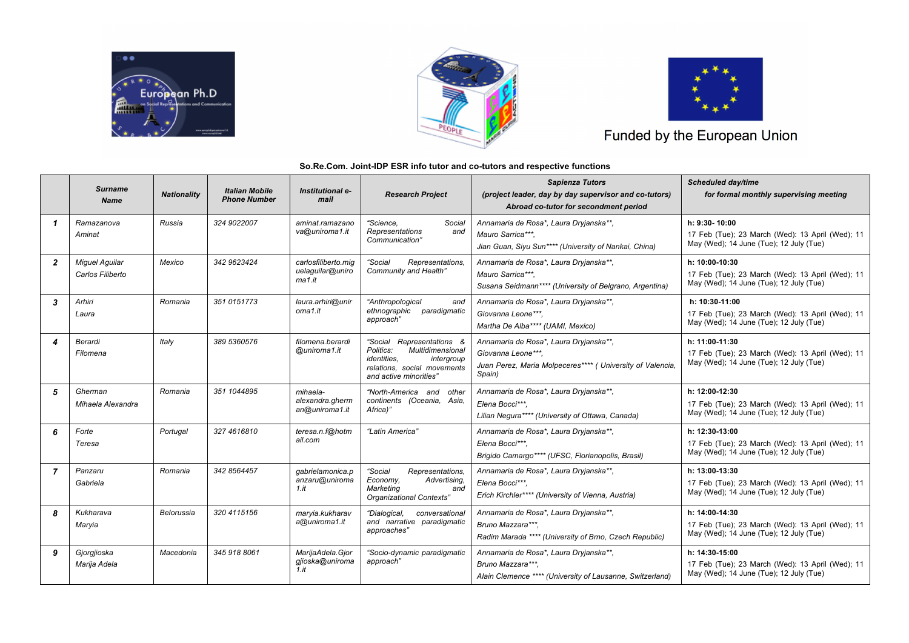Funded by the European Union

**So.Re.Com. Joint-IDP ESR info tutor and co-tutors and respective functions**

| | *Surname Name* | *Nationality* | *Italian Mobile Phone Number* | *Institutional e-mail* | *Research Project* | *Sapienza Tutors (project leader, day by day supervisor and co-tutors) Abroad co-tutor for secondment period* | *Scheduled day/time for formal monthly supervising meeting* |
|---|---|---|---|---|---|---|---|
| *1* | *Ramazanova Aminat* | *Russia* | *324 9022007* | *aminat.ramazanova@uniroma1.it* | *"Science, Social Representations and Communication"* | *Annamaria de Rosa*, Laura Dryjanska**, Mauro Sarrica***, Jian Guan, Siyu Sun**** (University of Nankai, China)* | **h: 9:30- 10:00** 17 Feb (Tue); 23 March (Wed): 13 April (Wed); 11 May (Wed); 14 June (Tue); 12 July (Tue) |
| *2* | *Miguel Aguilar Carlos Filiberto* | *Mexico* | *342 9623424* | *carlosfiliberto.miguelaguilar@uniroma1.it* | *"Social Representations, Community and Health"* | *Annamaria de Rosa*, Laura Dryjanska**, Mauro Sarrica***, Susana Seidmann**** (University of Belgrano, Argentina)* | **h: 10:00-10:30** 17 Feb (Tue); 23 March (Wed): 13 April (Wed); 11 May (Wed); 14 June (Tue); 12 July (Tue) |
| *3* | *Arhiri Laura* | *Romania* | *351 0151773* | *laura.arhiri@uniroma1.it* | *"Anthropological and ethnographic paradigmatic approach"* | *Annamaria de Rosa*, Laura Dryjanska**, Giovanna Leone***, Martha De Alba**** (UAMI, Mexico)* | **h: 10:30-11:00** 17 Feb (Tue); 23 March (Wed): 13 April (Wed); 11 May (Wed); 14 June (Tue); 12 July (Tue) |
| *4* | *Berardi Filomena* | *Italy* | *389 5360576* | *filomena.berardi@uniroma1.it* | *"Social Representations & Politics: Multidimensional identities, intergroup relations, social movements and active minorities"* | *Annamaria de Rosa*, Laura Dryjanska**, Giovanna Leone***, Juan Perez, Maria Molpeceres**** ( University of Valencia, Spain)* | **h: 11:00-11:30** 17 Feb (Tue); 23 March (Wed): 13 April (Wed); 11 May (Wed); 14 June (Tue); 12 July (Tue) |
| *5* | *Gherman Mihaela Alexandra* | *Romania* | *351 1044895* | *mihaela-alexandra.gherman@uniroma1.it* | *"North-America and other continents (Oceania, Asia, Africa)"* | *Annamaria de Rosa*, Laura Dryjanska**, Elena Bocci***, Lilian Negura**** (University of Ottawa, Canada)* | **h: 12:00-12:30** 17 Feb (Tue); 23 March (Wed): 13 April (Wed); 11 May (Wed); 14 June (Tue); 12 July (Tue) |
| *6* | *Forte Teresa* | *Portugal* | *327 4616810* | *teresa.n.f@hotmail.com* | *"Latin America"* | *Annamaria de Rosa*, Laura Dryjanska**, Elena Bocci***, Brigido Camargo**** (UFSC, Florianopolis, Brasil)* | **h: 12:30-13:00** 17 Feb (Tue); 23 March (Wed): 13 April (Wed); 11 May (Wed); 14 June (Tue); 12 July (Tue) |
| *7* | *Panzaru Gabriela* | *Romania* | *342 8564457* | *gabrielamonica.panzaru@uniroma1.it* | *"Social Representations, Economy, Advertising, Marketing and Organizational Contexts"* | *Annamaria de Rosa*, Laura Dryjanska**, Elena Bocci***, Erich Kirchler**** (University of Vienna, Austria)* | **h: 13:00-13:30** 17 Feb (Tue); 23 March (Wed): 13 April (Wed); 11 May (Wed); 14 June (Tue); 12 July (Tue) |
| *8* | *Kukharava Maryia* | *Belorussia* | *320 4115156* | *maryia.kukharava@uniroma1.it* | *"Dialogical, conversational and narrative paradigmatic approaches"* | *Annamaria de Rosa*, Laura Dryjanska**, Bruno Mazzara***, Radim Marada **** (University of Brno, Czech Republic)* | **h: 14:00-14:30** 17 Feb (Tue); 23 March (Wed): 13 April (Wed); 11 May (Wed); 14 June (Tue); 12 July (Tue) |
| *9* | *Gjorgjioska Marija Adela* | *Macedonia* | *345 918 8061* | *MarijaAdela.Gjorgjioska@uniroma1.it* | *"Socio-dynamic paradigmatic approach"* | *Annamaria de Rosa*, Laura Dryjanska**, Bruno Mazzara***, Alain Clemence **** (University of Lausanne, Switzerland)* | **h: 14:30-15:00** 17 Feb (Tue); 23 March (Wed): 13 April (Wed); 11 May (Wed); 14 June (Tue); 12 July (Tue) |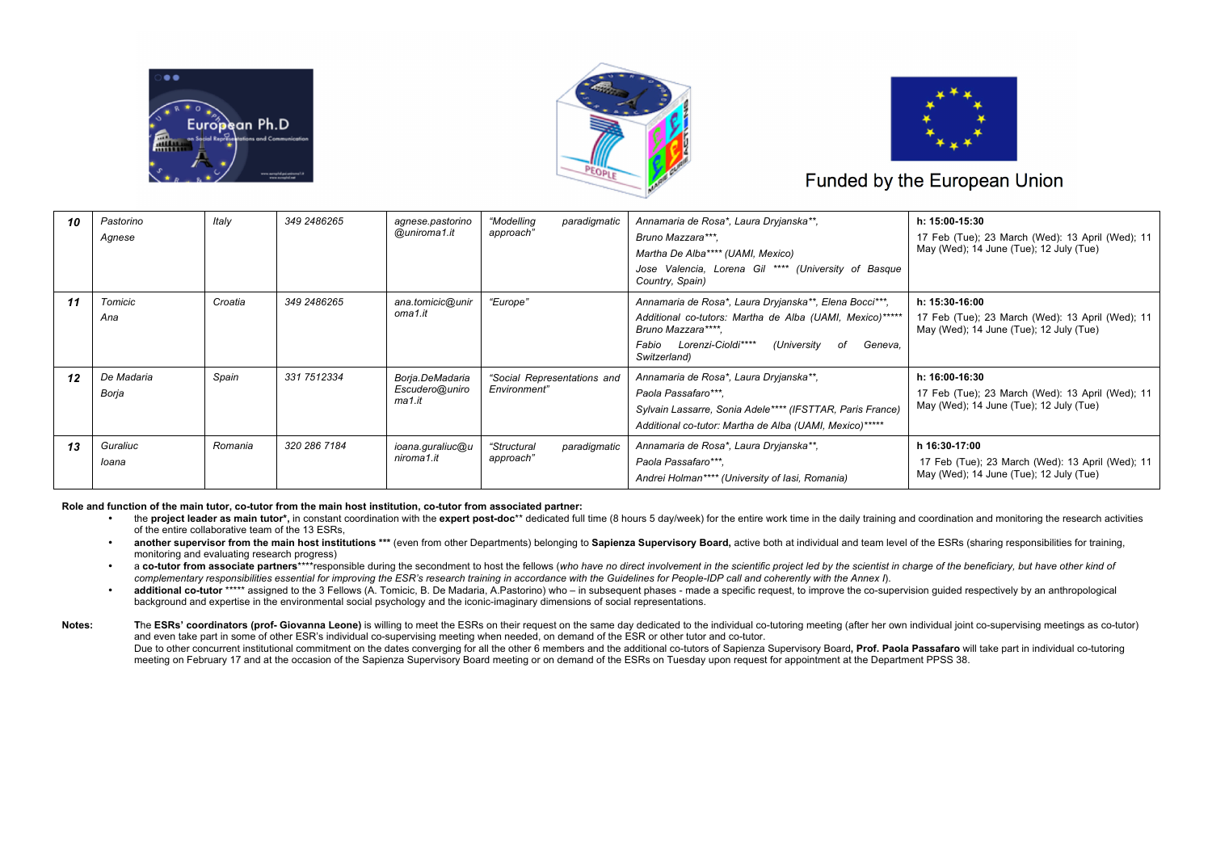Funded by the European Union

| | | | | | | | |
|---|---|---|---|---|---|---|---|
| **10** | *Pastorino Agnese* | *Italy* | *349 2486265* | *agnese.pastorino@uniroma1.it* | *"Modelling paradigmatic approach"* | *Annamaria de Rosa\*, Laura Dryjanska\*\*, Bruno Mazzara\*\*\*, Martha De Alba\*\*\*\* (UAMI, Mexico) Jose Valencia, Lorena Gil \*\*\*\* (University of Basque Country, Spain)* | **h: 15:00-15:30** 17 Feb (Tue); 23 March (Wed): 13 April (Wed); 11 May (Wed); 14 June (Tue); 12 July (Tue) |
| **11** | *Tomicic Ana* | *Croatia* | *349 2486265* | *ana.tomicic@uniroma1.it* | *"Europe"* | *Annamaria de Rosa\*, Laura Dryjanska\*\*, Elena Bocci\*\*\*, Additional co-tutors: Martha de Alba (UAMI, Mexico)\*\*\*\*\* Bruno Mazzara\*\*\*\*, Fabio Lorenzi-Cioldi\*\*\*\* (University of Geneva, Switzerland)* | **h: 15:30-16:00** 17 Feb (Tue); 23 March (Wed): 13 April (Wed); 11 May (Wed); 14 June (Tue); 12 July (Tue) |
| **12** | *De Madaria Borja* | *Spain* | *331 7512334* | *Borja.DeMadaria Escudero@uniroma1.it* | *"Social Representations and Environment"* | *Annamaria de Rosa\*, Laura Dryjanska\*\*, Paola Passafaro\*\*\*, Sylvain Lassarre, Sonia Adele\*\*\*\* (IFSTTAR, Paris France) Additional co-tutor: Martha de Alba (UAMI, Mexico)\*\*\*\*\** | **h: 16:00-16:30** 17 Feb (Tue); 23 March (Wed): 13 April (Wed); 11 May (Wed); 14 June (Tue); 12 July (Tue) |
| **13** | *Guraliuc Ioana* | *Romania* | *320 286 7184* | *ioana.guraliuc@uniroma1.it* | *"Structural paradigmatic approach"* | *Annamaria de Rosa\*, Laura Dryjanska\*\*, Paola Passafaro\*\*\*, Andrei Holman\*\*\*\* (University of Iasi, Romania)* | **h 16:30-17:00** 17 Feb (Tue); 23 March (Wed): 13 April (Wed); 11 May (Wed); 14 June (Tue); 12 July (Tue) |

**Role and function of the main tutor, co-tutor from the main host institution, co-tutor from associated partner:**

- the **project leader as main tutor\***, in constant coordination with the **expert post-doc**\*\* dedicated full time (8 hours 5 day/week) for the entire work time in the daily training and coordination and monitoring the research activities of the entire collaborative team of the 13 ESRs,
- **another supervisor from the main host institutions \*\*\*** (even from other Departments) belonging to **Sapienza Supervisory Board,** active both at individual and team level of the ESRs (sharing responsibilities for training, monitoring and evaluating research progress)
- a **co-tutor from associate partners**\*\*\*\*responsible during the secondment to host the fellows (*who have no direct involvement in the scientific project led by the scientist in charge of the beneficiary, but have other kind of complementary responsibilities essential for improving the ESR's research training in accordance with the Guidelines for People-IDP call and coherently with the Annex I*).
- **additional co-tutor** \*\*\*\*\* assigned to the 3 Fellows (A. Tomicic, B. De Madaria, A.Pastorino) who – in subsequent phases - made a specific request, to improve the co-supervision guided respectively by an anthropological background and expertise in the environmental social psychology and the iconic-imaginary dimensions of social representations.

**Notes:** **T**he **ESRs' coordinators (prof- Giovanna Leone)** is willing to meet the ESRs on their request on the same day dedicated to the individual co-tutoring meeting (after her own individual joint co-supervising meetings as co-tutor) and even take part in some of other ESR's individual co-supervising meeting when needed, on demand of the ESR or other tutor and co-tutor.
Due to other concurrent institutional commitment on the dates converging for all the other 6 members and the additional co-tutors of Sapienza Supervisory Board**, Prof. Paola Passafaro** will take part in individual co-tutoring meeting on February 17 and at the occasion of the Sapienza Supervisory Board meeting or on demand of the ESRs on Tuesday upon request for appointment at the Department PPSS 38.